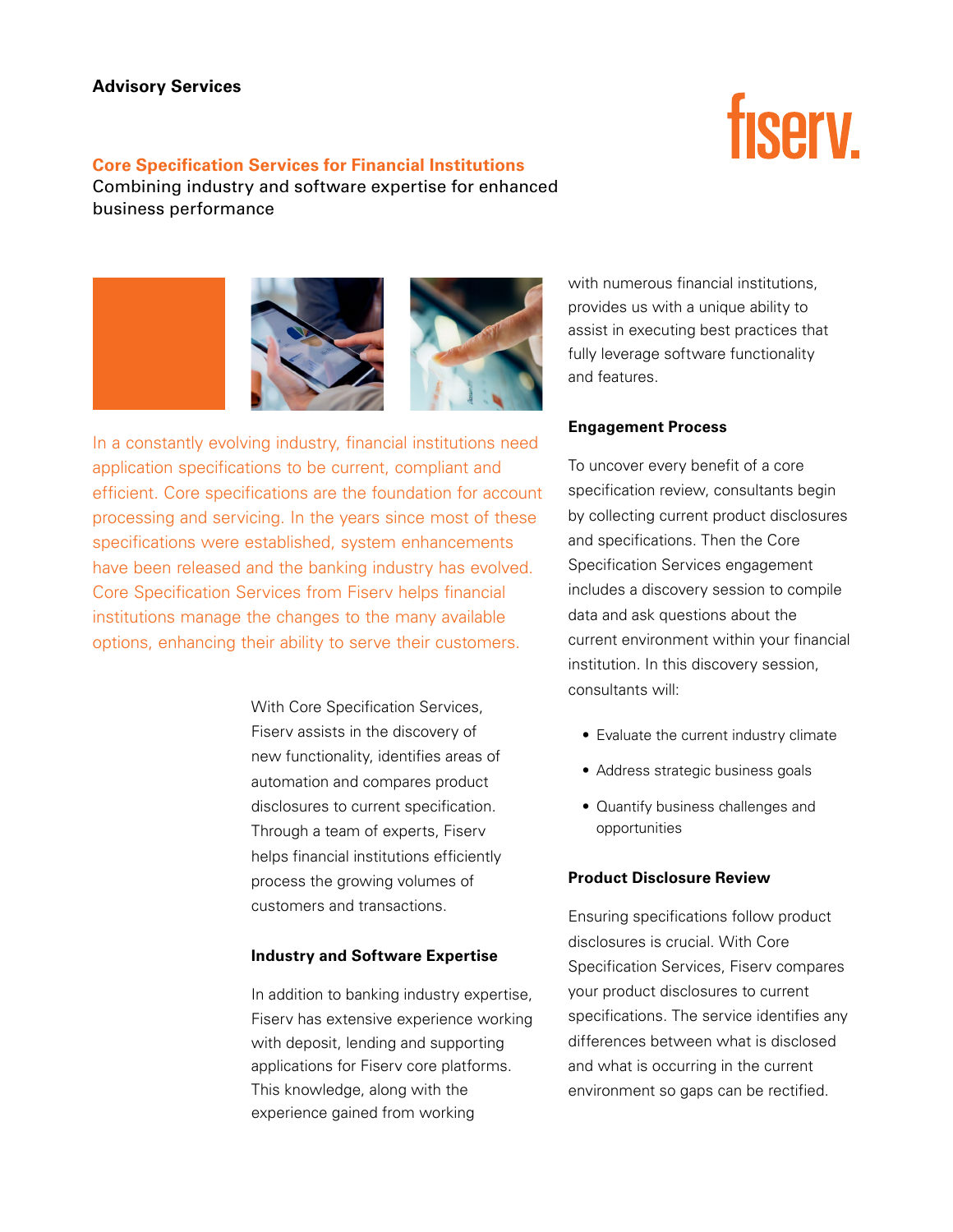Advisory Services

# Core Specification Services for Financial Institutions

Combining industry and software expertise for enhanced business performance

In a constantly evolving industry, financial institutions need application specifications to be current, compliant and efficient. Core specifications are the foundation for account processing and servicing. In the years since most of these specifications were established, system enhancements have been released and the banking industry has evolved. Core Specification Services from Fiserv helps financial institutions manage the changes to the many available options, enhancing their ability to serve their customers.

With Core Specification Services, Fiserv assists in the discovery of new functionality, identifies areas of automation and compares product disclosures to current specification. Through a team of experts, Fiserv helps financial institutions efficiently process the growing volumes of customers and transactions.

## Industry and Software Expertise

In addition to banking industry expertise, Fiserv has extensive experience working with deposit, lending and supporting applications for Fiserv core platforms. This knowledge, along with the experience gained from working with numerous financial institutions, provides us with a unique ability to assist in executing best practices that fully leverage software functionality and features.

## Engagement Process

To uncover every benefit of a core specification review, consultants begin by collecting current product disclosures and specifications. Then the Core Specification Services engagement includes a discovery session to compile data and ask questions about the current environment within your financial institution. In this discovery session, consultants will:

- Evaluate the current industry climate
- Address strategic business goals
- Quantify business challenges and opportunities

## Product Disclosure Review

Ensuring specifications follow product disclosures is crucial. With Core Specification Services, Fiserv compares your product disclosures to current specifications. The service identifies any differences between what is disclosed and what is occurring in the current environment so gaps can be rectified.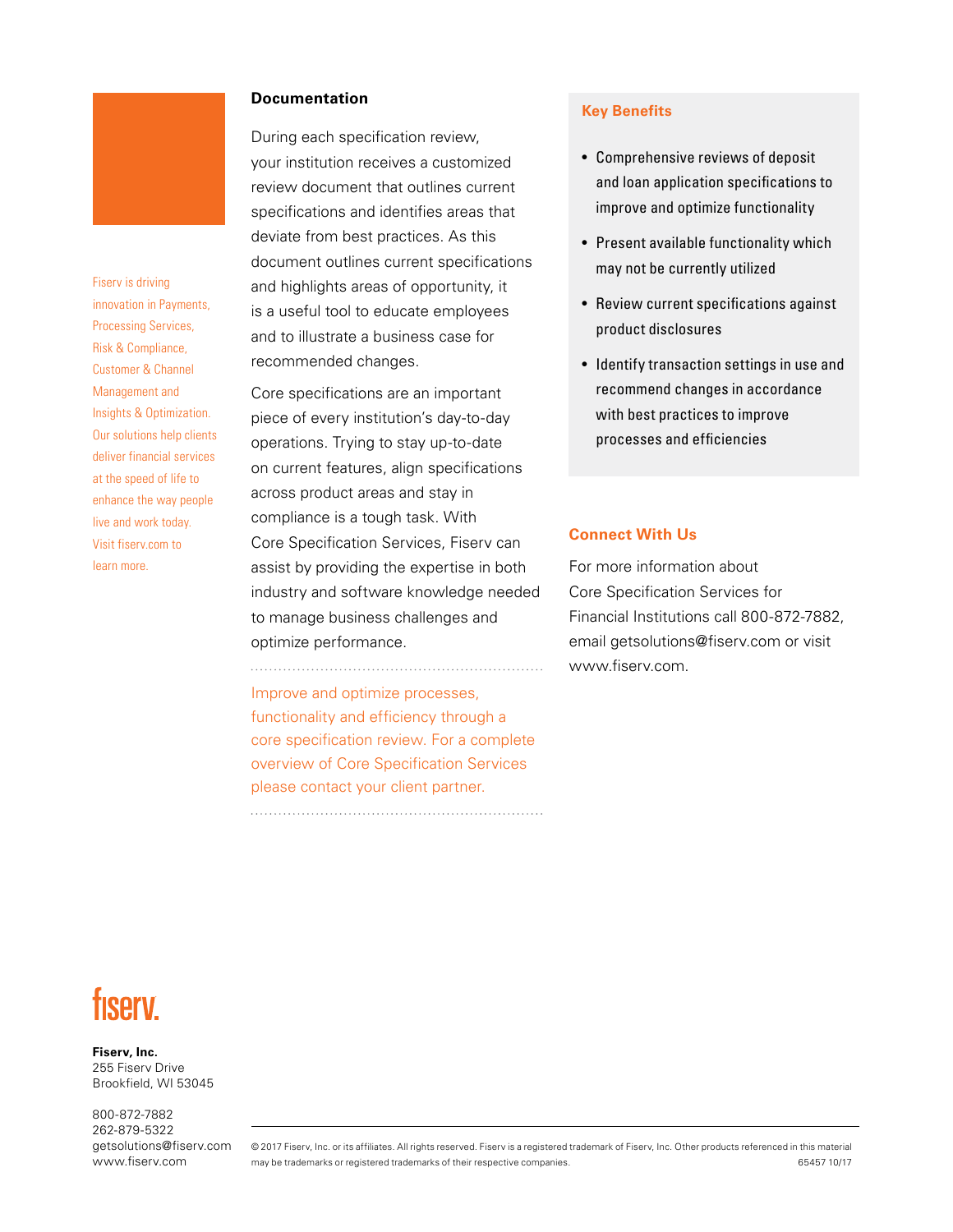Fiserv is driving innovation in Payments, Processing Services, Risk & Compliance, Customer & Channel Management and Insights & Optimization. Our solutions help clients deliver financial services at the speed of life to enhance the way people live and work today. Visit fiserv.com to learn more.

## Documentation

During each specification review, your institution receives a customized review document that outlines current specifications and identifies areas that deviate from best practices. As this document outlines current specifications and highlights areas of opportunity, it is a useful tool to educate employees and to illustrate a business case for recommended changes.

Core specifications are an important piece of every institution's day-to-day operations. Trying to stay up-to-date on current features, align specifications across product areas and stay in compliance is a tough task. With Core Specification Services, Fiserv can assist by providing the expertise in both industry and software knowledge needed to manage business challenges and optimize performance.

Improve and optimize processes, functionality and efficiency through a core specification review. For a complete overview of Core Specification Services please contact your client partner.

## Key Benefits

- Comprehensive reviews of deposit and loan application specifications to improve and optimize functionality
- Present available functionality which may not be currently utilized
- Review current specifications against product disclosures
- Identify transaction settings in use and recommend changes in accordance with best practices to improve processes and efficiencies

## Connect With Us

For more information about Core Specification Services for Financial Institutions call 800-872-7882, email getsolutions@fiserv.com or visit www.fiserv.com.

fiserv.

**Fiserv, Inc.**
255 Fiserv Drive
Brookfield, WI 53045

800-872-7882
262-879-5322
getsolutions@fiserv.com
www.fiserv.com

© 2017 Fiserv, Inc. or its affiliates. All rights reserved. Fiserv is a registered trademark of Fiserv, Inc. Other products referenced in this material may be trademarks or registered trademarks of their respective companies. 65457 10/17